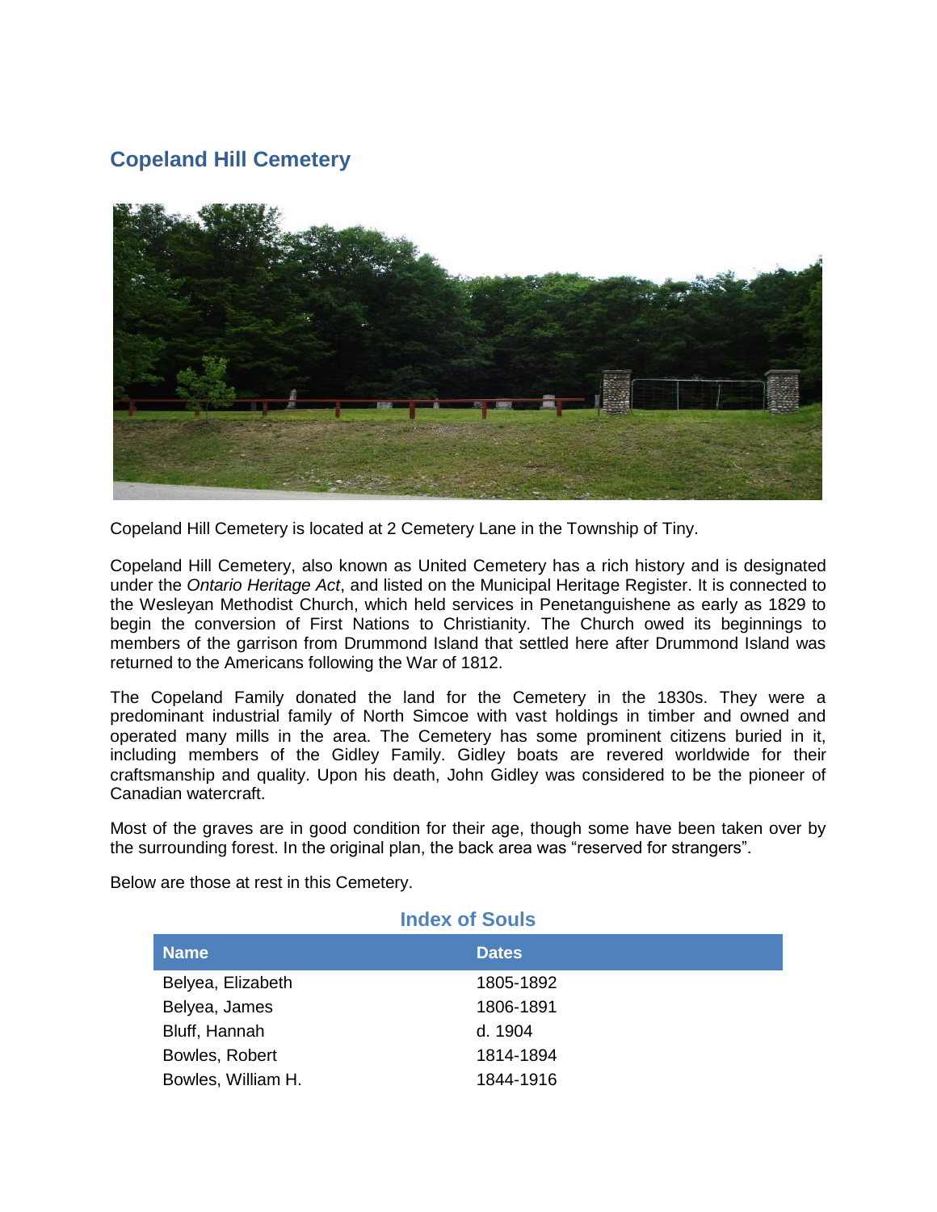## Copeland Hill Cemetery

Copeland Hill Cemetery is located at 2 Cemetery Lane in the Township of Tiny.

Copeland Hill Cemetery, also known as United Cemetery has a rich history and is designated under the *Ontario Heritage Act*, and listed on the Municipal Heritage Register. It is connected to the Wesleyan Methodist Church, which held services in Penetanguishene as early as 1829 to begin the conversion of First Nations to Christianity. The Church owed its beginnings to members of the garrison from Drummond Island that settled here after Drummond Island was returned to the Americans following the War of 1812.

The Copeland Family donated the land for the Cemetery in the 1830s. They were a predominant industrial family of North Simcoe with vast holdings in timber and owned and operated many mills in the area. The Cemetery has some prominent citizens buried in it, including members of the Gidley Family. Gidley boats are revered worldwide for their craftsmanship and quality. Upon his death, John Gidley was considered to be the pioneer of Canadian watercraft.

Most of the graves are in good condition for their age, though some have been taken over by the surrounding forest. In the original plan, the back area was "reserved for strangers".

Below are those at rest in this Cemetery.

### Index of Souls

| Name | Dates |
|---|---|
| Belyea, Elizabeth | 1805-1892 |
| Belyea, James | 1806-1891 |
| Bluff, Hannah | d. 1904 |
| Bowles, Robert | 1814-1894 |
| Bowles, William H. | 1844-1916 |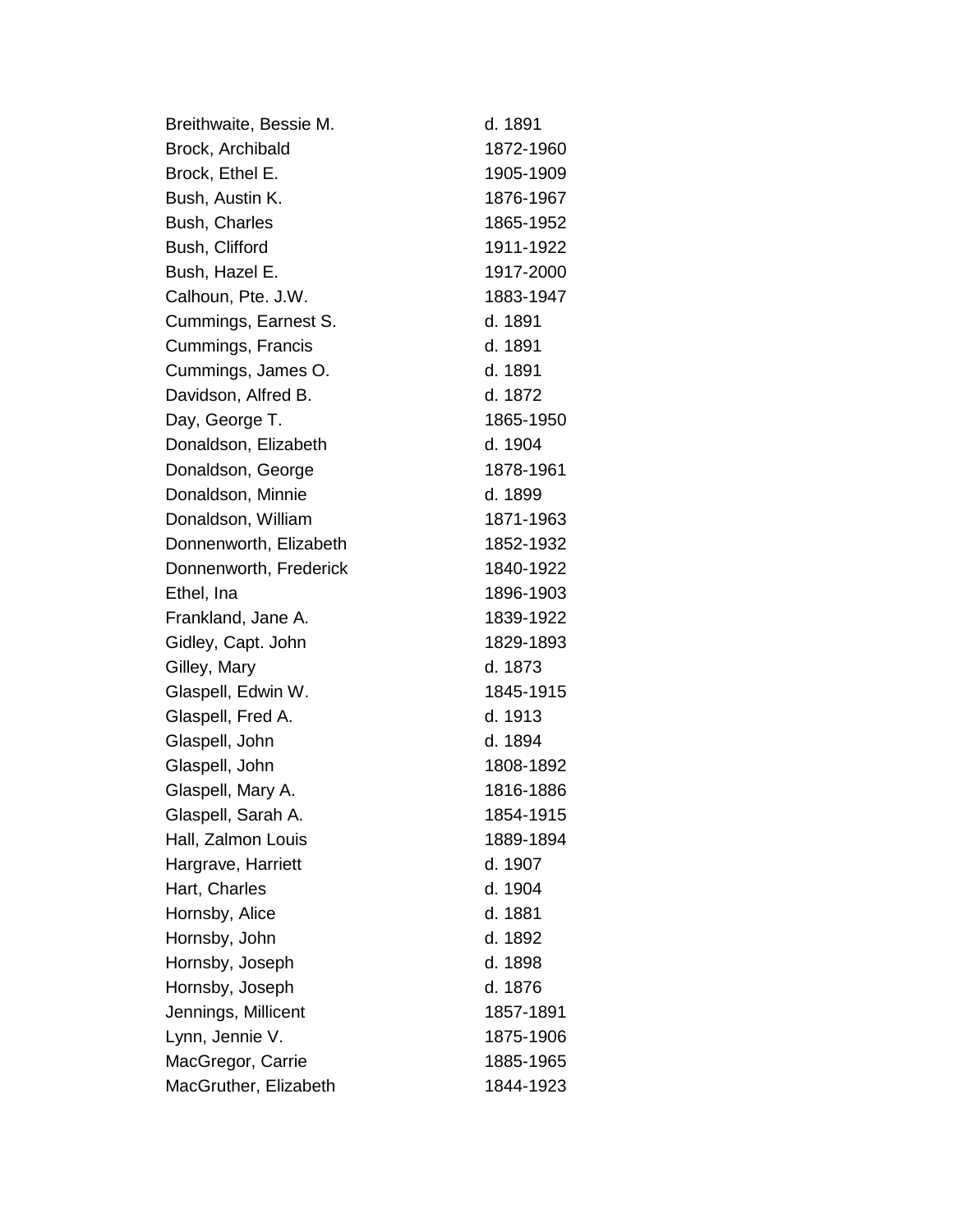| | |
|---|---|
| Breithwaite, Bessie M. | d. 1891 |
| Brock, Archibald | 1872-1960 |
| Brock, Ethel E. | 1905-1909 |
| Bush, Austin K. | 1876-1967 |
| Bush, Charles | 1865-1952 |
| Bush, Clifford | 1911-1922 |
| Bush, Hazel E. | 1917-2000 |
| Calhoun, Pte. J.W. | 1883-1947 |
| Cummings, Earnest S. | d. 1891 |
| Cummings, Francis | d. 1891 |
| Cummings, James O. | d. 1891 |
| Davidson, Alfred B. | d. 1872 |
| Day, George T. | 1865-1950 |
| Donaldson, Elizabeth | d. 1904 |
| Donaldson, George | 1878-1961 |
| Donaldson, Minnie | d. 1899 |
| Donaldson, William | 1871-1963 |
| Donnenworth, Elizabeth | 1852-1932 |
| Donnenworth, Frederick | 1840-1922 |
| Ethel, Ina | 1896-1903 |
| Frankland, Jane A. | 1839-1922 |
| Gidley, Capt. John | 1829-1893 |
| Gilley, Mary | d. 1873 |
| Glaspell, Edwin W. | 1845-1915 |
| Glaspell, Fred A. | d. 1913 |
| Glaspell, John | d. 1894 |
| Glaspell, John | 1808-1892 |
| Glaspell, Mary A. | 1816-1886 |
| Glaspell, Sarah A. | 1854-1915 |
| Hall, Zalmon Louis | 1889-1894 |
| Hargrave, Harriett | d. 1907 |
| Hart, Charles | d. 1904 |
| Hornsby, Alice | d. 1881 |
| Hornsby, John | d. 1892 |
| Hornsby, Joseph | d. 1898 |
| Hornsby, Joseph | d. 1876 |
| Jennings, Millicent | 1857-1891 |
| Lynn, Jennie V. | 1875-1906 |
| MacGregor, Carrie | 1885-1965 |
| MacGruther, Elizabeth | 1844-1923 |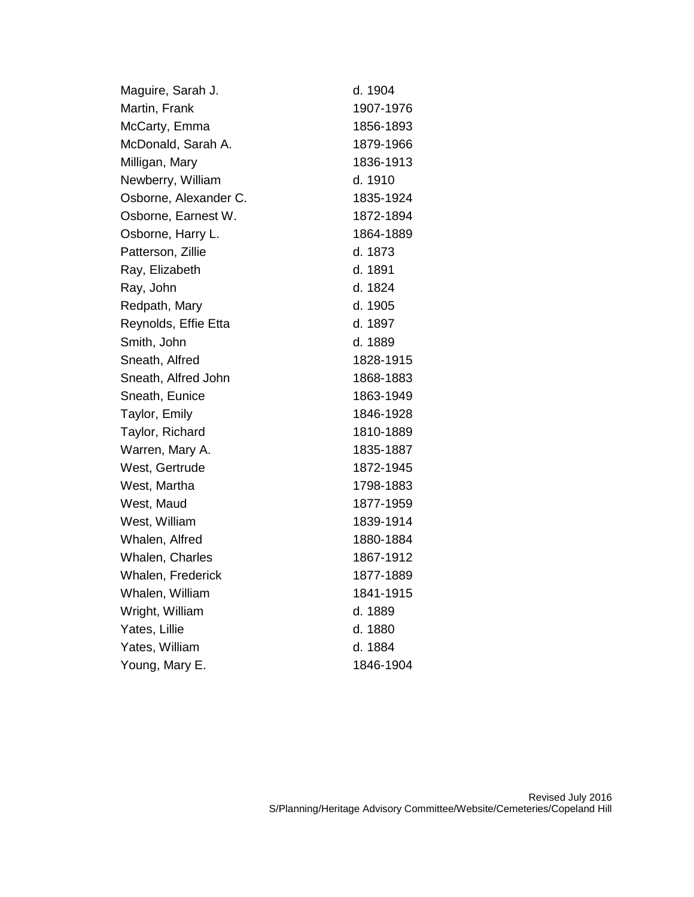| | |
|---|---|
| Maguire, Sarah J. | d. 1904 |
| Martin, Frank | 1907-1976 |
| McCarty, Emma | 1856-1893 |
| McDonald, Sarah A. | 1879-1966 |
| Milligan, Mary | 1836-1913 |
| Newberry, William | d. 1910 |
| Osborne, Alexander C. | 1835-1924 |
| Osborne, Earnest W. | 1872-1894 |
| Osborne, Harry L. | 1864-1889 |
| Patterson, Zillie | d. 1873 |
| Ray, Elizabeth | d. 1891 |
| Ray, John | d. 1824 |
| Redpath, Mary | d. 1905 |
| Reynolds, Effie Etta | d. 1897 |
| Smith, John | d. 1889 |
| Sneath, Alfred | 1828-1915 |
| Sneath, Alfred John | 1868-1883 |
| Sneath, Eunice | 1863-1949 |
| Taylor, Emily | 1846-1928 |
| Taylor, Richard | 1810-1889 |
| Warren, Mary A. | 1835-1887 |
| West, Gertrude | 1872-1945 |
| West, Martha | 1798-1883 |
| West, Maud | 1877-1959 |
| West, William | 1839-1914 |
| Whalen, Alfred | 1880-1884 |
| Whalen, Charles | 1867-1912 |
| Whalen, Frederick | 1877-1889 |
| Whalen, William | 1841-1915 |
| Wright, William | d. 1889 |
| Yates, Lillie | d. 1880 |
| Yates, William | d. 1884 |
| Young, Mary E. | 1846-1904 |

Revised July 2016
S/Planning/Heritage Advisory Committee/Website/Cemeteries/Copeland Hill